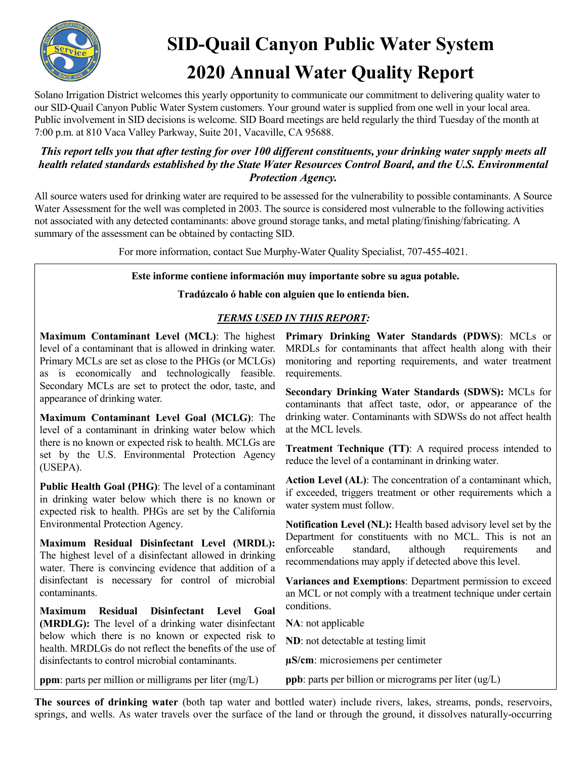# SID-Quail Canyon Public Water System

# 2020 Annual Water Quality Report

Solano Irrigation District welcomes this yearly opportunity to communicate our commitment to delivering quality water to our SID-Quail Canyon Public Water System customers. Your ground water is supplied from one well in your local area. Public involvement in SID decisions is welcome. SID Board meetings are held regularly the third Tuesday of the month at 7:00 p.m. at 810 Vaca Valley Parkway, Suite 201, Vacaville, CA 95688.

***This report tells you that after testing for over 100 different constituents, your drinking water supply meets all health related standards established by the State Water Resources Control Board, and the U.S. Environmental Protection Agency.***

All source waters used for drinking water are required to be assessed for the vulnerability to possible contaminants. A Source Water Assessment for the well was completed in 2003. The source is considered most vulnerable to the following activities not associated with any detected contaminants: above ground storage tanks, and metal plating/finishing/fabricating. A summary of the assessment can be obtained by contacting SID.

For more information, contact Sue Murphy-Water Quality Specialist, 707-455-4021.

**Este informe contiene información muy importante sobre su agua potable.**

**Tradúzcalo ó hable con alguien que lo entienda bien.**

***TERMS USED IN THIS REPORT:***

**Maximum Contaminant Level (MCL)**: The highest level of a contaminant that is allowed in drinking water. Primary MCLs are set as close to the PHGs (or MCLGs) as is economically and technologically feasible. Secondary MCLs are set to protect the odor, taste, and appearance of drinking water.

**Maximum Contaminant Level Goal (MCLG)**: The level of a contaminant in drinking water below which there is no known or expected risk to health. MCLGs are set by the U.S. Environmental Protection Agency (USEPA).

**Public Health Goal (PHG)**: The level of a contaminant in drinking water below which there is no known or expected risk to health. PHGs are set by the California Environmental Protection Agency.

**Maximum Residual Disinfectant Level (MRDL):** The highest level of a disinfectant allowed in drinking water. There is convincing evidence that addition of a disinfectant is necessary for control of microbial contaminants.

**Maximum Residual Disinfectant Level Goal (MRDLG):** The level of a drinking water disinfectant below which there is no known or expected risk to health. MRDLGs do not reflect the benefits of the use of disinfectants to control microbial contaminants.

**ppm**: parts per million or milligrams per liter (mg/L)

**Primary Drinking Water Standards (PDWS)**: MCLs or MRDLs for contaminants that affect health along with their monitoring and reporting requirements, and water treatment requirements.

**Secondary Drinking Water Standards (SDWS):** MCLs for contaminants that affect taste, odor, or appearance of the drinking water. Contaminants with SDWSs do not affect health at the MCL levels.

**Treatment Technique (TT)**: A required process intended to reduce the level of a contaminant in drinking water.

**Action Level (AL)**: The concentration of a contaminant which, if exceeded, triggers treatment or other requirements which a water system must follow.

**Notification Level (NL):** Health based advisory level set by the Department for constituents with no MCL. This is not an enforceable standard, although requirements and recommendations may apply if detected above this level.

**Variances and Exemptions**: Department permission to exceed an MCL or not comply with a treatment technique under certain conditions.

**NA**: not applicable

**ND**: not detectable at testing limit

**µS/cm**: microsiemens per centimeter

**ppb**: parts per billion or micrograms per liter (ug/L)

**The sources of drinking water** (both tap water and bottled water) include rivers, lakes, streams, ponds, reservoirs, springs, and wells. As water travels over the surface of the land or through the ground, it dissolves naturally-occurring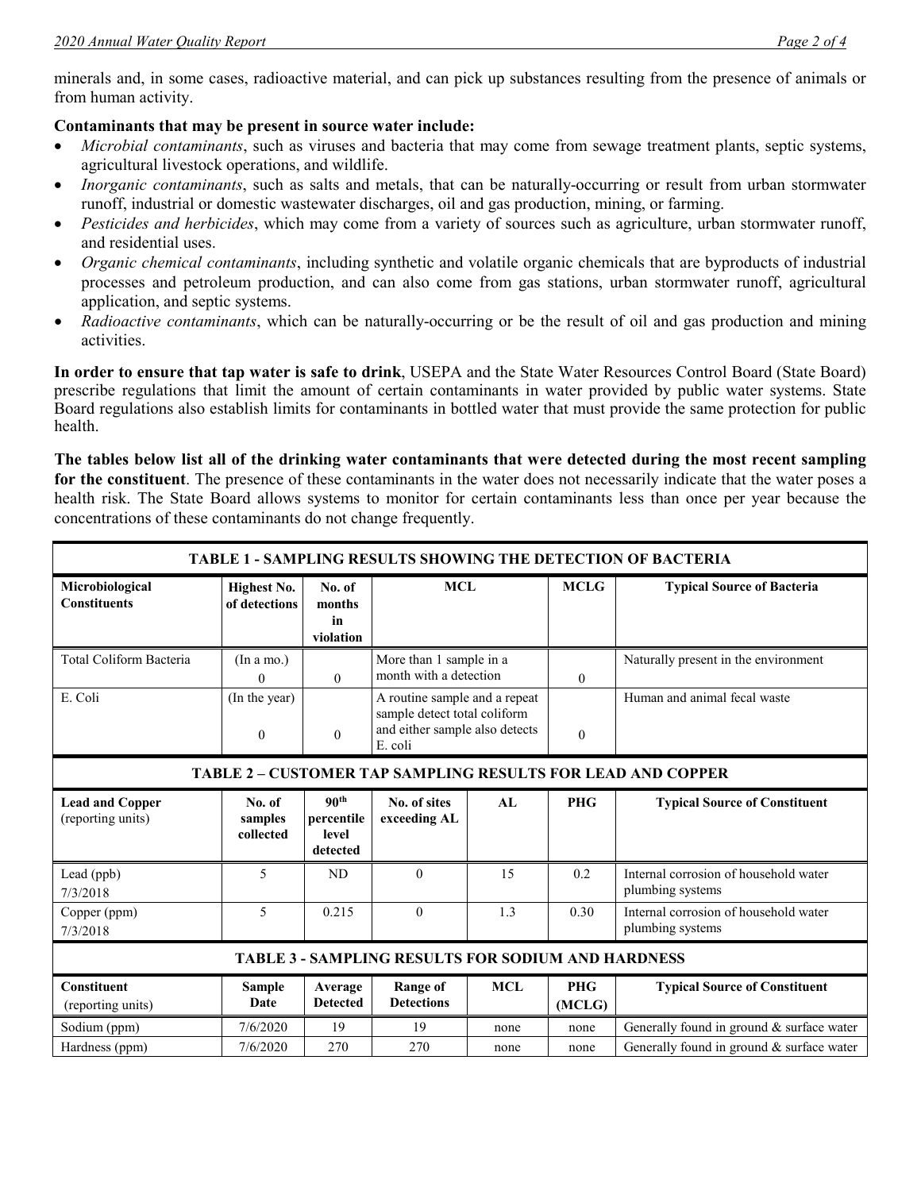minerals and, in some cases, radioactive material, and can pick up substances resulting from the presence of animals or from human activity.

**Contaminants that may be present in source water include:**

- *Microbial contaminants*, such as viruses and bacteria that may come from sewage treatment plants, septic systems, agricultural livestock operations, and wildlife.
- *Inorganic contaminants*, such as salts and metals, that can be naturally-occurring or result from urban stormwater runoff, industrial or domestic wastewater discharges, oil and gas production, mining, or farming.
- *Pesticides and herbicides*, which may come from a variety of sources such as agriculture, urban stormwater runoff, and residential uses.
- *Organic chemical contaminants*, including synthetic and volatile organic chemicals that are byproducts of industrial processes and petroleum production, and can also come from gas stations, urban stormwater runoff, agricultural application, and septic systems.
- *Radioactive contaminants*, which can be naturally-occurring or be the result of oil and gas production and mining activities.

**In order to ensure that tap water is safe to drink**, USEPA and the State Water Resources Control Board (State Board) prescribe regulations that limit the amount of certain contaminants in water provided by public water systems. State Board regulations also establish limits for contaminants in bottled water that must provide the same protection for public health.

**The tables below list all of the drinking water contaminants that were detected during the most recent sampling for the constituent**. The presence of these contaminants in the water does not necessarily indicate that the water poses a health risk. The State Board allows systems to monitor for certain contaminants less than once per year because the concentrations of these contaminants do not change frequently.

**TABLE 1 - SAMPLING RESULTS SHOWING THE DETECTION OF BACTERIA**

| Microbiological Constituents | Highest No. of detections | No. of months in violation | MCL | MCLG | Typical Source of Bacteria |
|---|---|---|---|---|---|
| Total Coliform Bacteria | (In a mo.) 0 | 0 | More than 1 sample in a month with a detection | 0 | Naturally present in the environment |
| E. Coli | (In the year) 0 | 0 | A routine sample and a repeat sample detect total coliform and either sample also detects E. coli | 0 | Human and animal fecal waste |

**TABLE 2 – CUSTOMER TAP SAMPLING RESULTS FOR LEAD AND COPPER**

| Lead and Copper (reporting units) | No. of samples collected | 90th percentile level detected | No. of sites exceeding AL | AL | PHG | Typical Source of Constituent |
|---|---|---|---|---|---|---|
| Lead (ppb) 7/3/2018 | 5 | ND | 0 | 15 | 0.2 | Internal corrosion of household water plumbing systems |
| Copper (ppm) 7/3/2018 | 5 | 0.215 | 0 | 1.3 | 0.30 | Internal corrosion of household water plumbing systems |

**TABLE 3 - SAMPLING RESULTS FOR SODIUM AND HARDNESS**

| Constituent (reporting units) | Sample Date | Average Detected | Range of Detections | MCL | PHG (MCLG) | Typical Source of Constituent |
|---|---|---|---|---|---|---|
| Sodium (ppm) | 7/6/2020 | 19 | 19 | none | none | Generally found in ground & surface water |
| Hardness (ppm) | 7/6/2020 | 270 | 270 | none | none | Generally found in ground & surface water |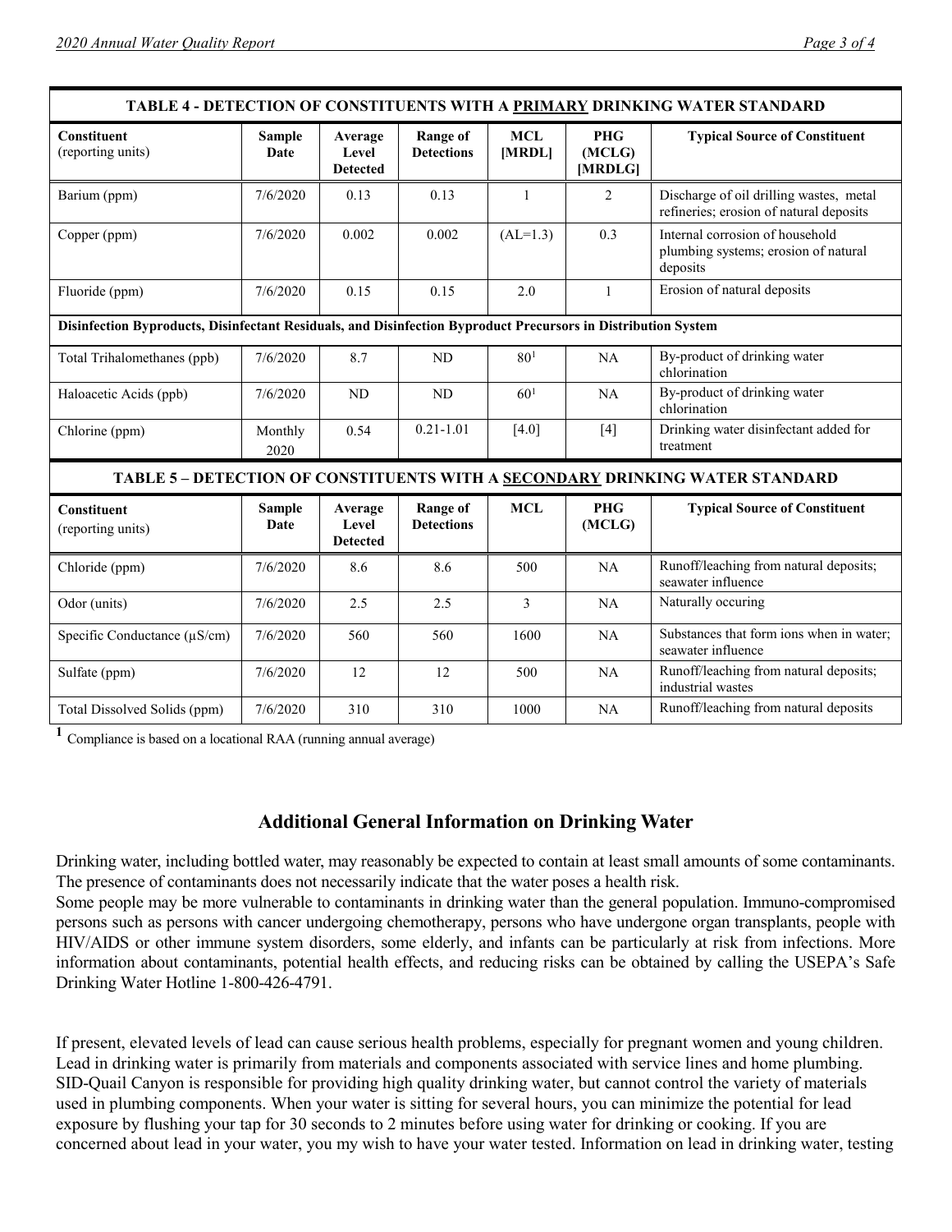| TABLE 4 - DETECTION OF CONSTITUENTS WITH A PRIMARY DRINKING WATER STANDARD | | | | | | |
|---|---|---|---|---|---|---|
| **Constituent** (reporting units) | **Sample Date** | **Average Level Detected** | **Range of Detections** | **MCL [MRDL]** | **PHG (MCLG) [MRDLG]** | **Typical Source of Constituent** |
| Barium (ppm) | 7/6/2020 | 0.13 | 0.13 | 1 | 2 | Discharge of oil drilling wastes, metal refineries; erosion of natural deposits |
| Copper (ppm) | 7/6/2020 | 0.002 | 0.002 | (AL=1.3) | 0.3 | Internal corrosion of household plumbing systems; erosion of natural deposits |
| Fluoride (ppm) | 7/6/2020 | 0.15 | 0.15 | 2.0 | 1 | Erosion of natural deposits |
| **Disinfection Byproducts, Disinfectant Residuals, and Disinfection Byproduct Precursors in Distribution System** | | | | | | |
| Total Trihalomethanes (ppb) | 7/6/2020 | 8.7 | ND | 80[1] | NA | By-product of drinking water chlorination |
| Haloacetic Acids (ppb) | 7/6/2020 | ND | ND | 60[1] | NA | By-product of drinking water chlorination |
| Chlorine (ppm) | Monthly 2020 | 0.54 | 0.21-1.01 | [4.0] | [4] | Drinking water disinfectant added for treatment |

| TABLE 5 – DETECTION OF CONSTITUENTS WITH A SECONDARY DRINKING WATER STANDARD | | | | | | |
|---|---|---|---|---|---|---|
| **Constituent** (reporting units) | **Sample Date** | **Average Level Detected** | **Range of Detections** | **MCL** | **PHG (MCLG)** | **Typical Source of Constituent** |
| Chloride (ppm) | 7/6/2020 | 8.6 | 8.6 | 500 | NA | Runoff/leaching from natural deposits; seawater influence |
| Odor (units) | 7/6/2020 | 2.5 | 2.5 | 3 | NA | Naturally occuring |
| Specific Conductance (μS/cm) | 7/6/2020 | 560 | 560 | 1600 | NA | Substances that form ions when in water; seawater influence |
| Sulfate (ppm) | 7/6/2020 | 12 | 12 | 500 | NA | Runoff/leaching from natural deposits; industrial wastes |
| Total Dissolved Solids (ppm) | 7/6/2020 | 310 | 310 | 1000 | NA | Runoff/leaching from natural deposits |

[1] Compliance is based on a locational RAA (running annual average)

## Additional General Information on Drinking Water

Drinking water, including bottled water, may reasonably be expected to contain at least small amounts of some contaminants. The presence of contaminants does not necessarily indicate that the water poses a health risk.
Some people may be more vulnerable to contaminants in drinking water than the general population. Immuno-compromised persons such as persons with cancer undergoing chemotherapy, persons who have undergone organ transplants, people with HIV/AIDS or other immune system disorders, some elderly, and infants can be particularly at risk from infections. More information about contaminants, potential health effects, and reducing risks can be obtained by calling the USEPA's Safe Drinking Water Hotline 1-800-426-4791.

If present, elevated levels of lead can cause serious health problems, especially for pregnant women and young children. Lead in drinking water is primarily from materials and components associated with service lines and home plumbing. SID-Quail Canyon is responsible for providing high quality drinking water, but cannot control the variety of materials used in plumbing components. When your water is sitting for several hours, you can minimize the potential for lead exposure by flushing your tap for 30 seconds to 2 minutes before using water for drinking or cooking. If you are concerned about lead in your water, you my wish to have your water tested. Information on lead in drinking water, testing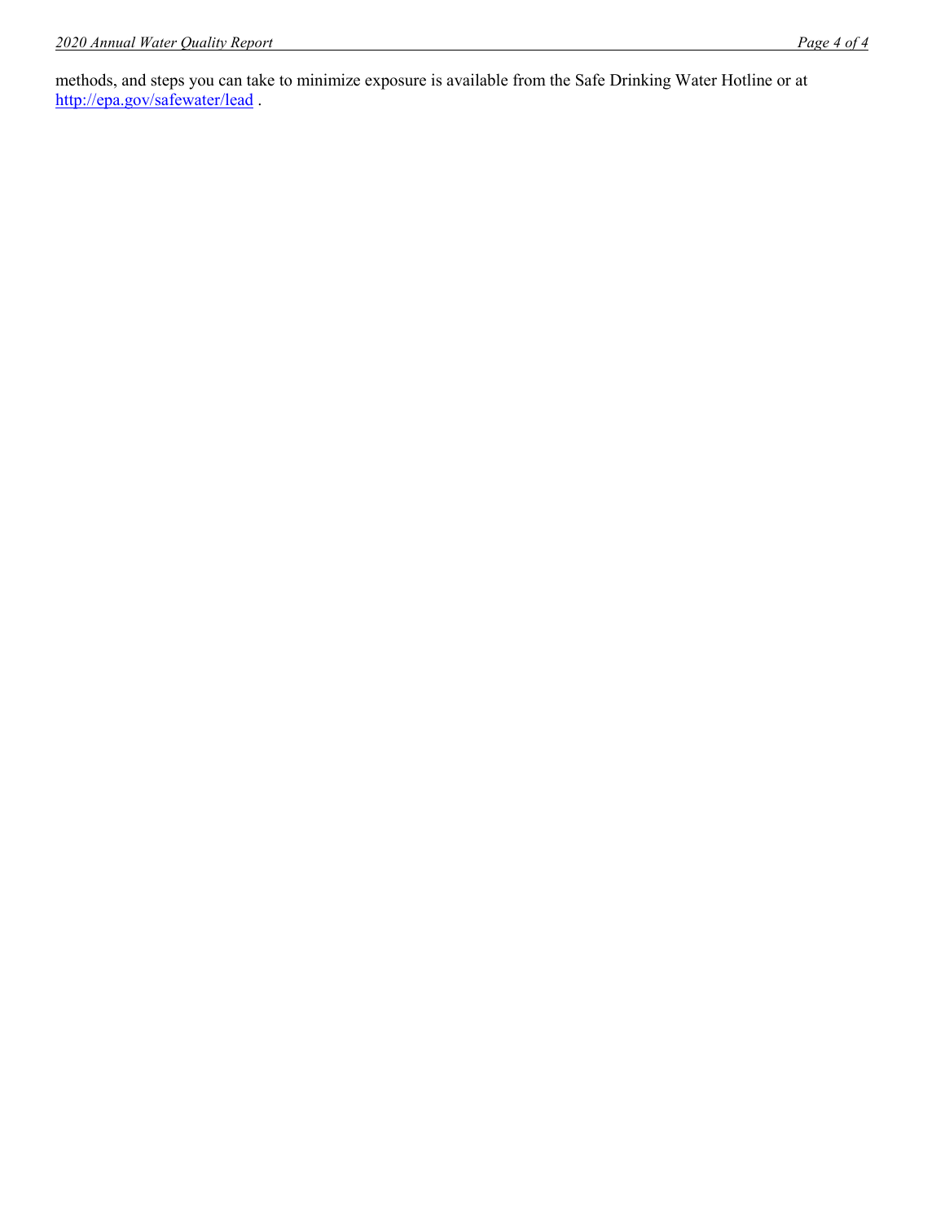methods, and steps you can take to minimize exposure is available from the Safe Drinking Water Hotline or at http://epa.gov/safewater/lead .